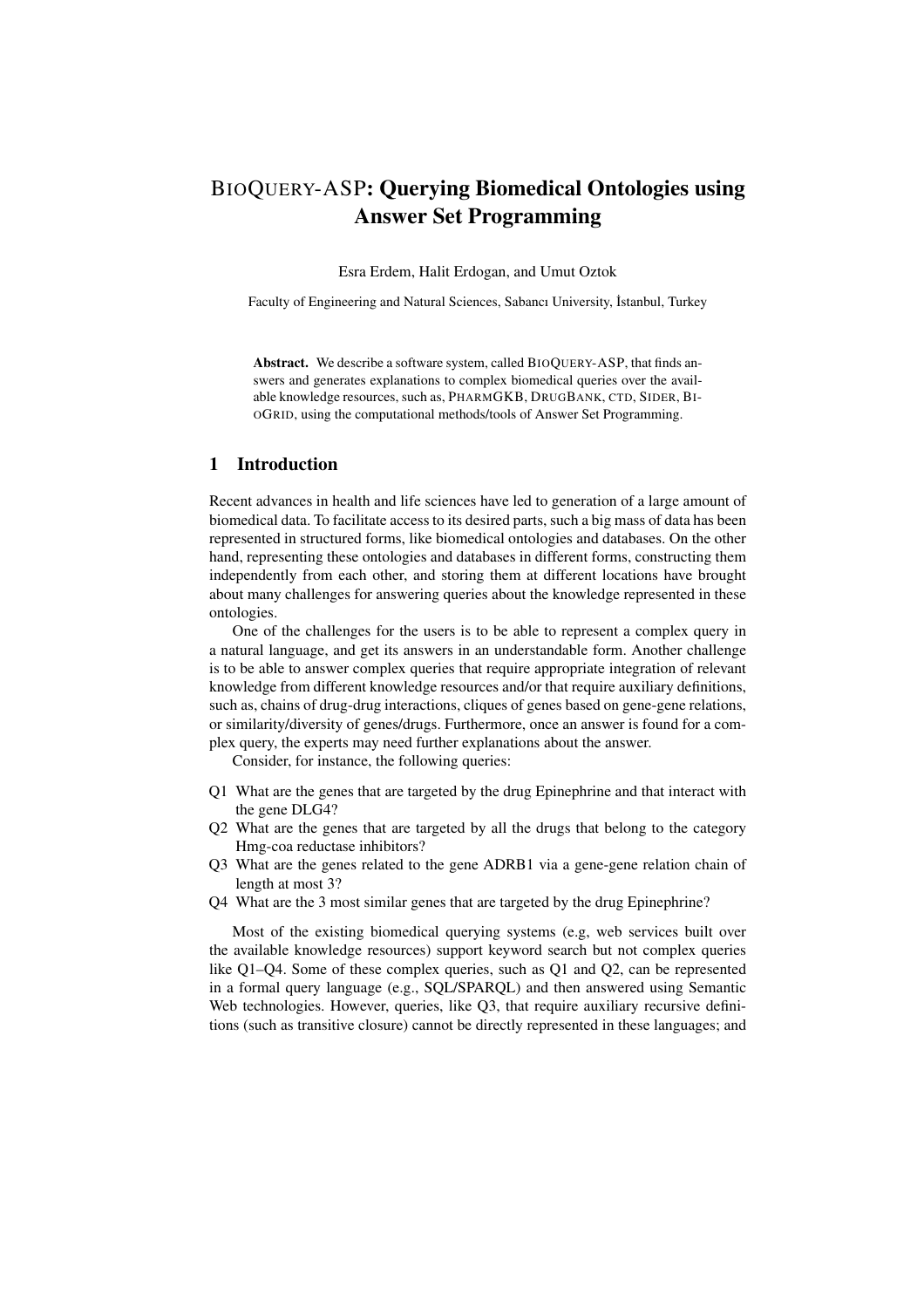# BioQuery-ASP: Querying Biomedical Ontologies using Answer Set Programming

Esra Erdem, Halit Erdogan, and Umut Oztok

Faculty of Engineering and Natural Sciences, Sabancı University, İstanbul, Turkey

**Abstract.** We describe a software system, called BioQuery-ASP, that finds answers and generates explanations to complex biomedical queries over the available knowledge resources, such as, PharmGKB, DrugBank, CTD, Sider, BioGrid, using the computational methods/tools of Answer Set Programming.

## 1 Introduction

Recent advances in health and life sciences have led to generation of a large amount of biomedical data. To facilitate access to its desired parts, such a big mass of data has been represented in structured forms, like biomedical ontologies and databases. On the other hand, representing these ontologies and databases in different forms, constructing them independently from each other, and storing them at different locations have brought about many challenges for answering queries about the knowledge represented in these ontologies.

One of the challenges for the users is to be able to represent a complex query in a natural language, and get its answers in an understandable form. Another challenge is to be able to answer complex queries that require appropriate integration of relevant knowledge from different knowledge resources and/or that require auxiliary definitions, such as, chains of drug-drug interactions, cliques of genes based on gene-gene relations, or similarity/diversity of genes/drugs. Furthermore, once an answer is found for a complex query, the experts may need further explanations about the answer.

Consider, for instance, the following queries:

- Q1 What are the genes that are targeted by the drug Epinephrine and that interact with the gene DLG4?
- Q2 What are the genes that are targeted by all the drugs that belong to the category Hmg-coa reductase inhibitors?
- Q3 What are the genes related to the gene ADRB1 via a gene-gene relation chain of length at most 3?
- Q4 What are the 3 most similar genes that are targeted by the drug Epinephrine?

Most of the existing biomedical querying systems (e.g, web services built over the available knowledge resources) support keyword search but not complex queries like Q1–Q4. Some of these complex queries, such as Q1 and Q2, can be represented in a formal query language (e.g., SQL/SPARQL) and then answered using Semantic Web technologies. However, queries, like Q3, that require auxiliary recursive definitions (such as transitive closure) cannot be directly represented in these languages; and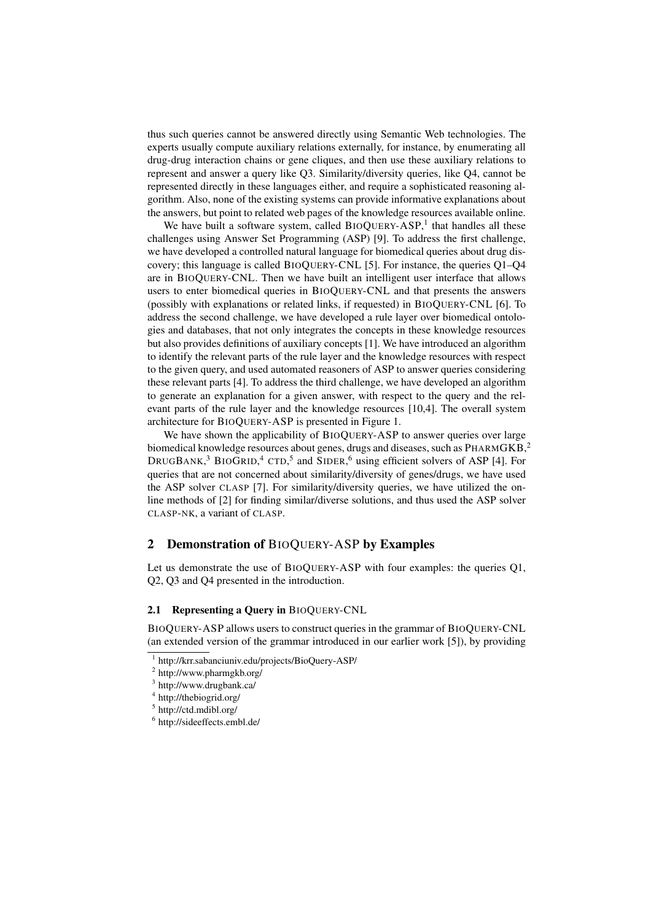thus such queries cannot be answered directly using Semantic Web technologies. The experts usually compute auxiliary relations externally, for instance, by enumerating all drug-drug interaction chains or gene cliques, and then use these auxiliary relations to represent and answer a query like Q3. Similarity/diversity queries, like Q4, cannot be represented directly in these languages either, and require a sophisticated reasoning algorithm. Also, none of the existing systems can provide informative explanations about the answers, but point to related web pages of the knowledge resources available online.

We have built a software system, called BIOQUERY-ASP,[1] that handles all these challenges using Answer Set Programming (ASP) [9]. To address the first challenge, we have developed a controlled natural language for biomedical queries about drug discovery; this language is called BIOQUERY-CNL [5]. For instance, the queries Q1–Q4 are in BIOQUERY-CNL. Then we have built an intelligent user interface that allows users to enter biomedical queries in BIOQUERY-CNL and that presents the answers (possibly with explanations or related links, if requested) in BIOQUERY-CNL [6]. To address the second challenge, we have developed a rule layer over biomedical ontologies and databases, that not only integrates the concepts in these knowledge resources but also provides definitions of auxiliary concepts [1]. We have introduced an algorithm to identify the relevant parts of the rule layer and the knowledge resources with respect to the given query, and used automated reasoners of ASP to answer queries considering these relevant parts [4]. To address the third challenge, we have developed an algorithm to generate an explanation for a given answer, with respect to the query and the relevant parts of the rule layer and the knowledge resources [10,4]. The overall system architecture for BIOQUERY-ASP is presented in Figure 1.

We have shown the applicability of BIOQUERY-ASP to answer queries over large biomedical knowledge resources about genes, drugs and diseases, such as PHARMGKB,[2] DRUGBANK,[3] BIOGRID,[4] CTD,[5] and SIDER,[6] using efficient solvers of ASP [4]. For queries that are not concerned about similarity/diversity of genes/drugs, we have used the ASP solver CLASP [7]. For similarity/diversity queries, we have utilized the online methods of [2] for finding similar/diverse solutions, and thus used the ASP solver CLASP-NK, a variant of CLASP.

## 2 Demonstration of BIOQUERY-ASP by Examples

Let us demonstrate the use of BIOQUERY-ASP with four examples: the queries Q1, Q2, Q3 and Q4 presented in the introduction.

### 2.1 Representing a Query in BIOQUERY-CNL

BIOQUERY-ASP allows users to construct queries in the grammar of BIOQUERY-CNL (an extended version of the grammar introduced in our earlier work [5]), by providing

[1] http://krr.sabanciuniv.edu/projects/BioQuery-ASP/

[2] http://www.pharmgkb.org/

[3] http://www.drugbank.ca/

[4] http://thebiogrid.org/

[5] http://ctd.mdibl.org/

[6] http://sideeffects.embl.de/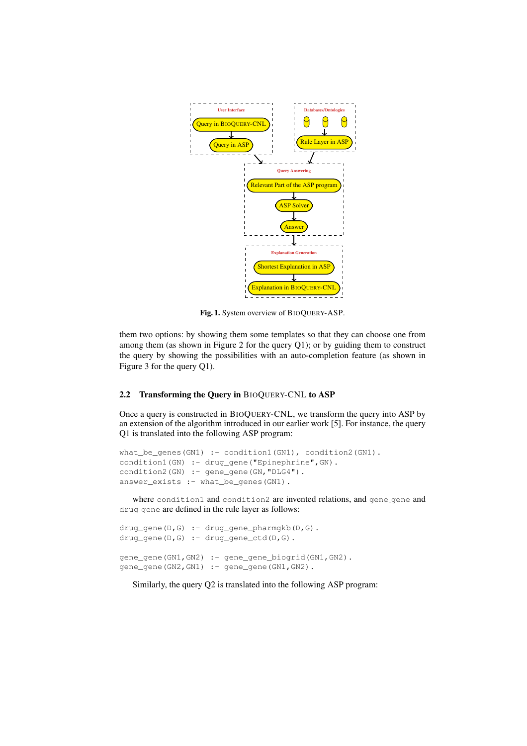Fig. 1. System overview of BIOQUERY-ASP.

them two options: by showing them some templates so that they can choose one from among them (as shown in Figure 2 for the query Q1); or by guiding them to construct the query by showing the possibilities with an auto-completion feature (as shown in Figure 3 for the query Q1).

### 2.2 Transforming the Query in BIOQUERY-CNL to ASP

Once a query is constructed in BIOQUERY-CNL, we transform the query into ASP by an extension of the algorithm introduced in our earlier work [5]. For instance, the query Q1 is translated into the following ASP program:

```
what_be_genes(GN1) :- condition1(GN1), condition2(GN1).
condition1(GN) :- drug_gene("Epinephrine",GN).
condition2(GN) :- gene_gene(GN,"DLG4").
answer_exists :- what_be_genes(GN1).
```

where `condition1` and `condition2` are invented relations, and `gene_gene` and `drug_gene` are defined in the rule layer as follows:

```
drug_gene(D,G) :- drug_gene_pharmgkb(D,G).
drug_gene(D,G) :- drug_gene_ctd(D,G).

gene_gene(GN1,GN2) :- gene_gene_biogrid(GN1,GN2).
gene_gene(GN2,GN1) :- gene_gene(GN1,GN2).
```

Similarly, the query Q2 is translated into the following ASP program: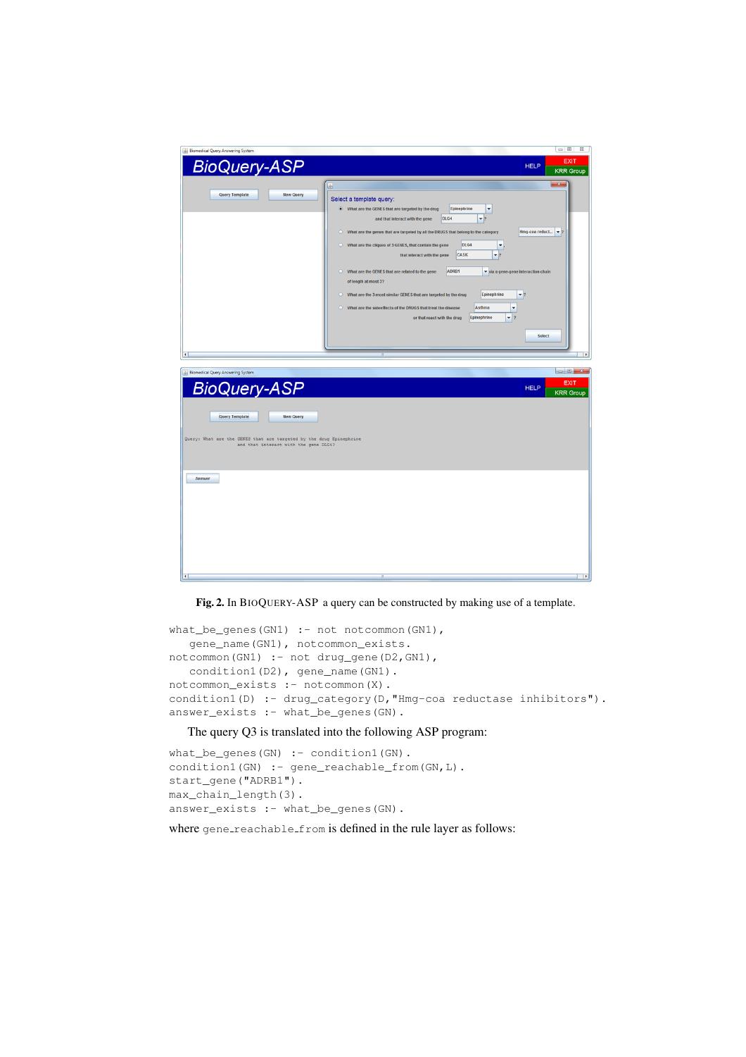**Fig. 2.** In BIOQUERY-ASP a query can be constructed by making use of a template.

```
what_be_genes(GN1) :- not notcommon(GN1),
    gene_name(GN1), notcommon_exists.
notcommon(GN1) :- not drug_gene(D2,GN1),
    condition1(D2), gene_name(GN1).
notcommon_exists :- notcommon(X).
condition1(D) :- drug_category(D,"Hmg-coa reductase inhibitors").
answer_exists :- what_be_genes(GN).
```

The query Q3 is translated into the following ASP program:

```
what_be_genes(GN) :- condition1(GN).
condition1(GN) :- gene_reachable_from(GN,L).
start_gene("ADRB1").
max_chain_length(3).
answer_exists :- what_be_genes(GN).
```

where `gene_reachable_from` is defined in the rule layer as follows: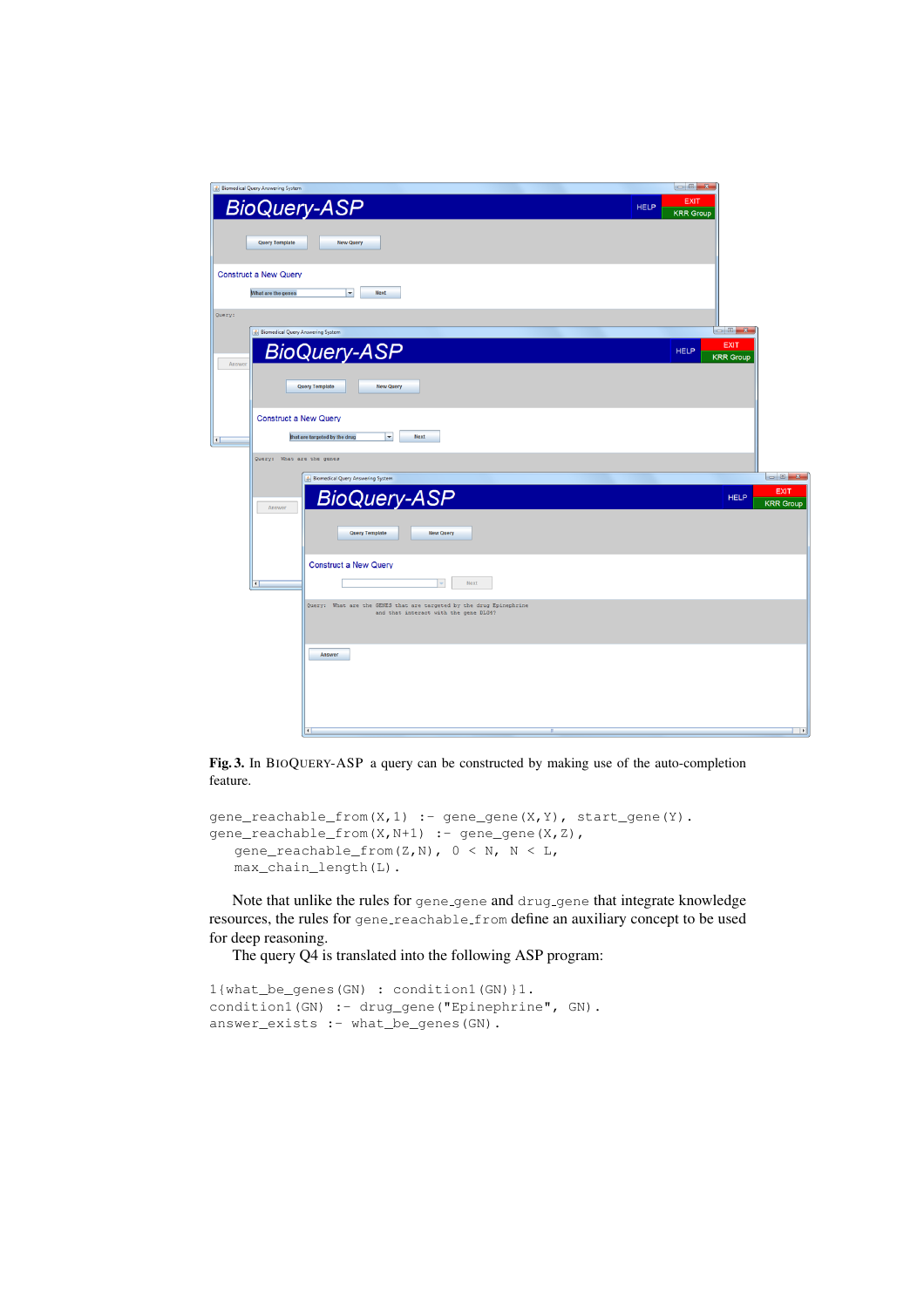**Fig. 3.** In BIOQUERY-ASP a query can be constructed by making use of the auto-completion feature.

```
gene_reachable_from(X,1) :- gene_gene(X,Y), start_gene(Y).
gene_reachable_from(X,N+1) :- gene_gene(X,Z),
    gene_reachable_from(Z,N), 0 < N, N < L,
    max_chain_length(L).
```

Note that unlike the rules for `gene_gene` and `drug_gene` that integrate knowledge resources, the rules for `gene_reachable_from` define an auxiliary concept to be used for deep reasoning.

The query Q4 is translated into the following ASP program:

```
1{what_be_genes(GN) : condition1(GN)}1.
condition1(GN) :- drug_gene("Epinephrine", GN).
answer_exists :- what_be_genes(GN).
```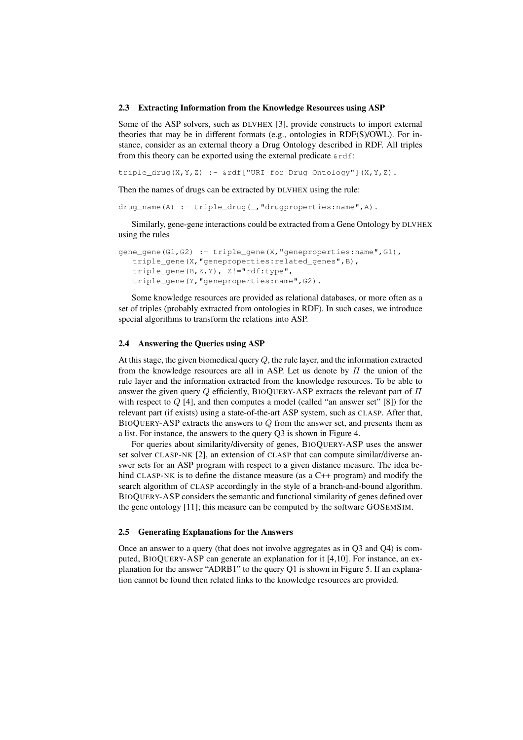### 2.3 Extracting Information from the Knowledge Resources using ASP

Some of the ASP solvers, such as DLVHEX [3], provide constructs to import external theories that may be in different formats (e.g., ontologies in RDF(S)/OWL). For instance, consider as an external theory a Drug Ontology described in RDF. All triples from this theory can be exported using the external predicate `&rdf`:

```
triple_drug(X,Y,Z) :- &rdf["URI for Drug Ontology"](X,Y,Z).
```

Then the names of drugs can be extracted by DLVHEX using the rule:

```
drug_name(A) :- triple_drug(_,"drugproperties:name",A).
```

Similarly, gene-gene interactions could be extracted from a Gene Ontology by DLVHEX using the rules

```
gene_gene(G1,G2) :- triple_gene(X,"geneproperties:name",G1),
   triple_gene(X,"geneproperties:related_genes",B),
   triple_gene(B,Z,Y), Z!="rdf:type",
   triple_gene(Y,"geneproperties:name",G2).
```

Some knowledge resources are provided as relational databases, or more often as a set of triples (probably extracted from ontologies in RDF). In such cases, we introduce special algorithms to transform the relations into ASP.

### 2.4 Answering the Queries using ASP

At this stage, the given biomedical query $Q$, the rule layer, and the information extracted from the knowledge resources are all in ASP. Let us denote by $\Pi$ the union of the rule layer and the information extracted from the knowledge resources. To be able to answer the given query $Q$ efficiently, BIOQUERY-ASP extracts the relevant part of $\Pi$ with respect to $Q$ [4], and then computes a model (called "an answer set" [8]) for the relevant part (if exists) using a state-of-the-art ASP system, such as CLASP. After that, BIOQUERY-ASP extracts the answers to $Q$ from the answer set, and presents them as a list. For instance, the answers to the query Q3 is shown in Figure 4.

For queries about similarity/diversity of genes, BIOQUERY-ASP uses the answer set solver CLASP-NK [2], an extension of CLASP that can compute similar/diverse answer sets for an ASP program with respect to a given distance measure. The idea behind CLASP-NK is to define the distance measure (as a C++ program) and modify the search algorithm of CLASP accordingly in the style of a branch-and-bound algorithm. BIOQUERY-ASP considers the semantic and functional similarity of genes defined over the gene ontology [11]; this measure can be computed by the software GOSEMSIM.

### 2.5 Generating Explanations for the Answers

Once an answer to a query (that does not involve aggregates as in Q3 and Q4) is computed, BIOQUERY-ASP can generate an explanation for it [4,10]. For instance, an explanation for the answer "ADRB1" to the query Q1 is shown in Figure 5. If an explanation cannot be found then related links to the knowledge resources are provided.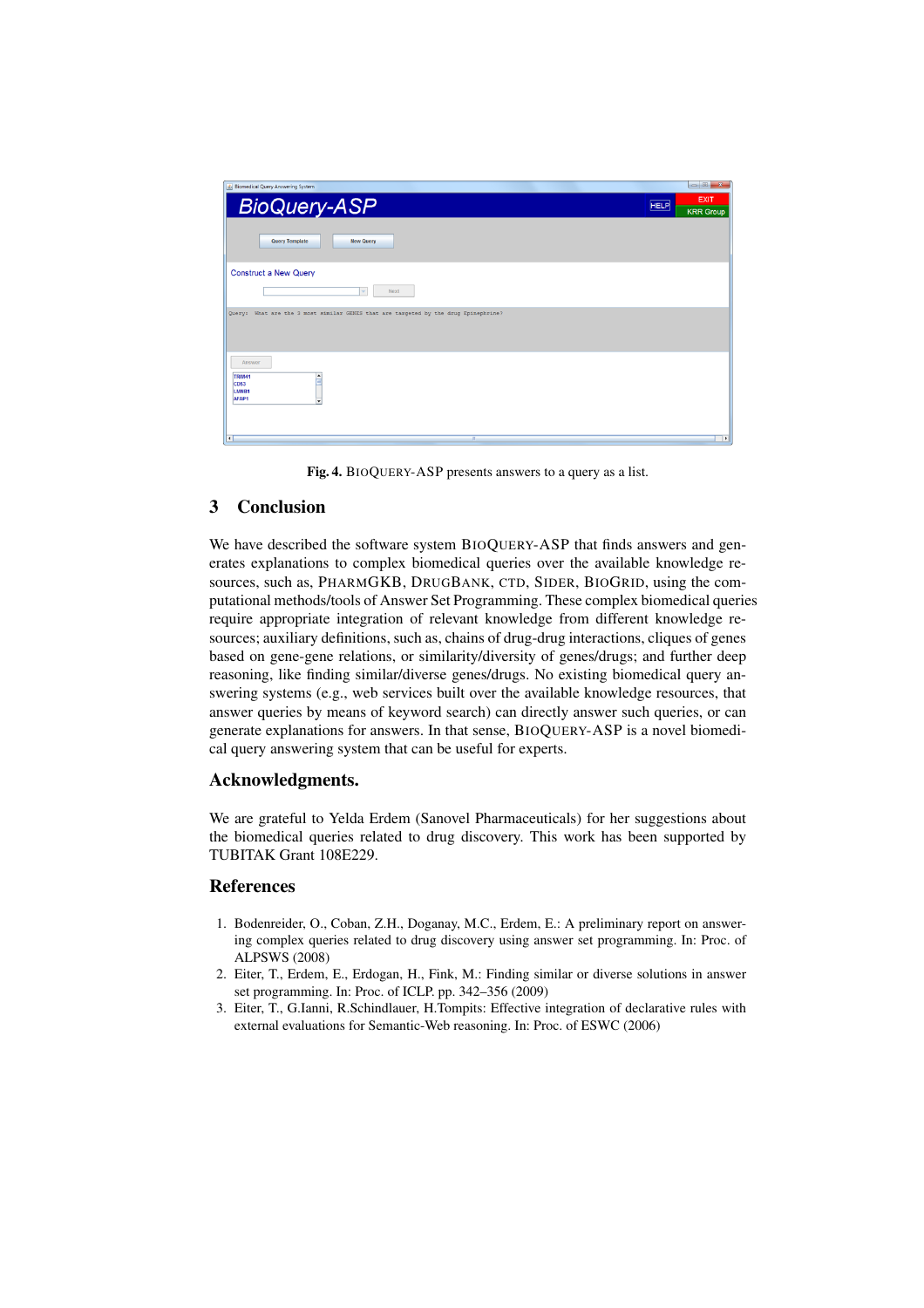Fig. 4. BIOQUERY-ASP presents answers to a query as a list.

## 3 Conclusion

We have described the software system BIOQUERY-ASP that finds answers and generates explanations to complex biomedical queries over the available knowledge resources, such as, PHARMGKB, DRUGBANK, CTD, SIDER, BIOGRID, using the computational methods/tools of Answer Set Programming. These complex biomedical queries require appropriate integration of relevant knowledge from different knowledge resources; auxiliary definitions, such as, chains of drug-drug interactions, cliques of genes based on gene-gene relations, or similarity/diversity of genes/drugs; and further deep reasoning, like finding similar/diverse genes/drugs. No existing biomedical query answering systems (e.g., web services built over the available knowledge resources, that answer queries by means of keyword search) can directly answer such queries, or can generate explanations for answers. In that sense, BIOQUERY-ASP is a novel biomedical query answering system that can be useful for experts.

## Acknowledgments.

We are grateful to Yelda Erdem (Sanovel Pharmaceuticals) for her suggestions about the biomedical queries related to drug discovery. This work has been supported by TUBITAK Grant 108E229.

## References

1. Bodenreider, O., Coban, Z.H., Doganay, M.C., Erdem, E.: A preliminary report on answering complex queries related to drug discovery using answer set programming. In: Proc. of ALPSWS (2008)
2. Eiter, T., Erdem, E., Erdogan, H., Fink, M.: Finding similar or diverse solutions in answer set programming. In: Proc. of ICLP. pp. 342–356 (2009)
3. Eiter, T., G.Ianni, R.Schindlauer, H.Tompits: Effective integration of declarative rules with external evaluations for Semantic-Web reasoning. In: Proc. of ESWC (2006)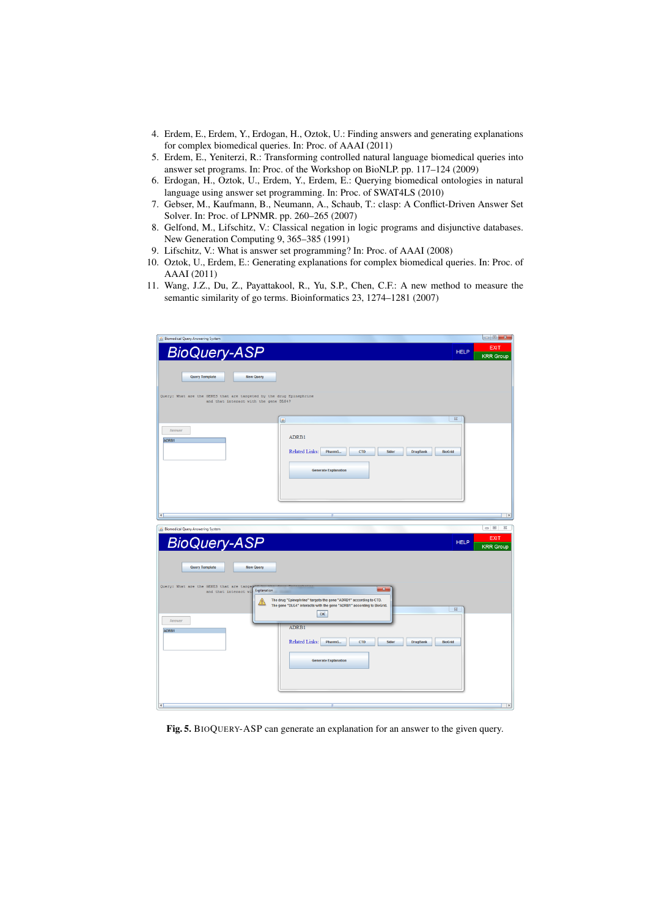4. Erdem, E., Erdem, Y., Erdogan, H., Oztok, U.: Finding answers and generating explanations for complex biomedical queries. In: Proc. of AAAI (2011)
5. Erdem, E., Yeniterzi, R.: Transforming controlled natural language biomedical queries into answer set programs. In: Proc. of the Workshop on BioNLP. pp. 117–124 (2009)
6. Erdogan, H., Oztok, U., Erdem, Y., Erdem, E.: Querying biomedical ontologies in natural language using answer set programming. In: Proc. of SWAT4LS (2010)
7. Gebser, M., Kaufmann, B., Neumann, A., Schaub, T.: clasp: A Conflict-Driven Answer Set Solver. In: Proc. of LPNMR. pp. 260–265 (2007)
8. Gelfond, M., Lifschitz, V.: Classical negation in logic programs and disjunctive databases. New Generation Computing 9, 365–385 (1991)
9. Lifschitz, V.: What is answer set programming? In: Proc. of AAAI (2008)
10. Oztok, U., Erdem, E.: Generating explanations for complex biomedical queries. In: Proc. of AAAI (2011)
11. Wang, J.Z., Du, Z., Payattakool, R., Yu, S.P., Chen, C.F.: A new method to measure the semantic similarity of go terms. Bioinformatics 23, 1274–1281 (2007)

**Fig. 5.** BIOQUERY-ASP can generate an explanation for an answer to the given query.